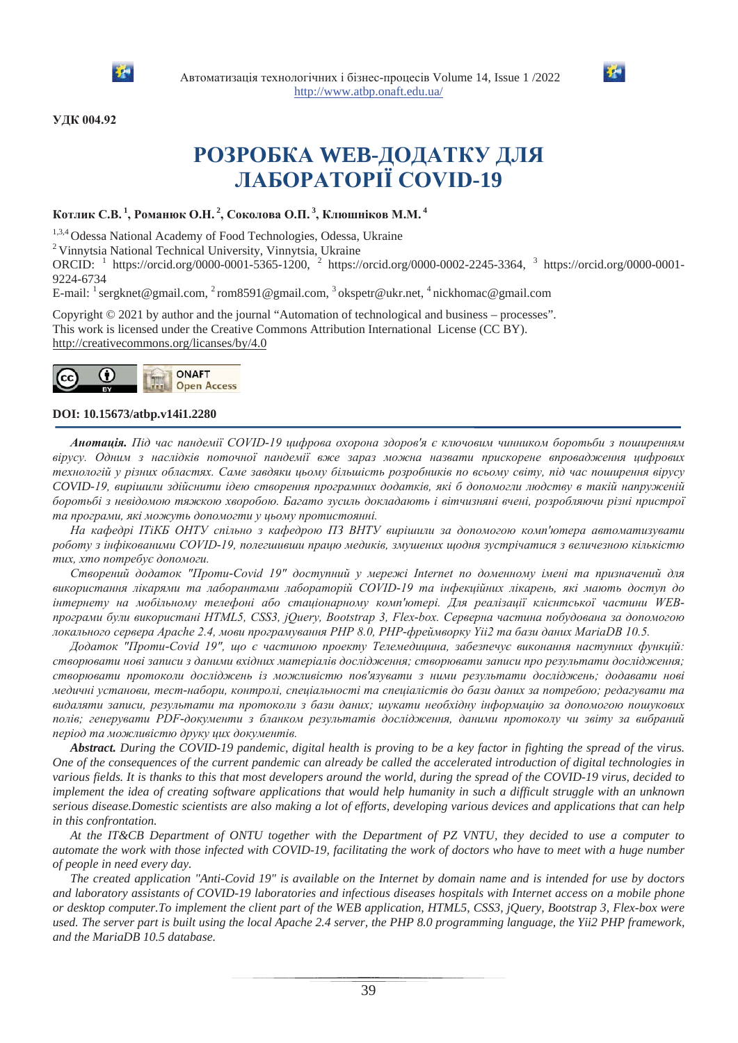УДК 004.92

# РОЗРОБКА WEB-ДОДАТКУ ДЛЯ ЛАБОРАТОРІЇ COVID-19

**Котлик С.В. [1], Романюк О.Н. [2], Соколова О.П. [3], Клюшніков М.М. [4]**

[1,3,4] Odessa National Academy of Food Technologies, Odessa, Ukraine
[2] Vinnytsia National Technical University, Vinnytsia, Ukraine
ORCID: [1] https://orcid.org/0000-0001-5365-1200, [2] https://orcid.org/0000-0002-2245-3364, [3] https://orcid.org/0000-0001-9224-6734
E-mail: [1] sergknet@gmail.com, [2] rom8591@gmail.com, [3] okspetr@ukr.net, [4] nickhomac@gmail.com

Copyright © 2021 by author and the journal "Automation of technological and business – processes".
This work is licensed under the Creative Commons Attribution International License (CC BY).
http://creativecommons.org/licanses/by/4.0

**DOI: 10.15673/atbp.v14i1.2280**

***Анотація.*** *Під час пандемії COVID-19 цифрова охорона здоров'я є ключовим чинником боротьби з поширенням вірусу. Одним з наслідків поточної пандемії вже зараз можна назвати прискорене впровадження цифрових технологій у різних областях. Саме завдяки цьому більшість розробників по всьому світу, під час поширення вірусу COVID-19, вирішили здійснити ідею створення програмних додатків, які б допомогли людству в такій напруженій боротьбі з невідомою тяжкою хворобою. Багато зусиль докладають і вітчизняні вчені, розробляючи різні пристрої та програми, які можуть допомогти у цьому протистоянні.*

*На кафедрі ІТіКБ ОНТУ спільно з кафедрою ПЗ ВНТУ вирішили за допомогою комп'ютера автоматизувати роботу з інфікованими COVID-19, полегшивши працю медиків, змушених щодня зустрічатися з величезною кількістю тих, хто потребує допомоги.*

*Створений додаток "Проти-Covid 19" доступний у мережі Internet по доменному імені та призначений для використання лікарями та лаборантами лабораторій COVID-19 та інфекційних лікарень, які мають доступ до інтернету на мобільному телефоні або стаціонарному комп'ютері. Для реалізації клієнтської частини WEB-програми були використані HTML5, CSS3, jQuery, Bootstrap 3, Flex-box. Серверна частина побудована за допомогою локального сервера Apache 2.4, мови програмування PHP 8.0, PHP-фреймворку Yii2 та бази даних MariaDB 10.5.*

*Додаток "Проти-Covid 19", що є частиною проекту Телемедицина, забезпечує виконання наступних функцій: створювати нові записи з даними вхідних матеріалів дослідження; створювати записи про результати дослідження; створювати протоколи досліджень із можливістю пов'язувати з ними результати досліджень; додавати нові медичні установи, тест-набори, контролі, спеціальності та спеціалістів до бази даних за потребою; редагувати та видаляти записи, результати та протоколи з бази даних; шукати необхідну інформацію за допомогою пошукових полів; генерувати PDF-документи з бланком результатів дослідження, даними протоколу чи звіту за вибраний період та можливістю друку цих документів.*

***Abstract.*** *During the COVID-19 pandemic, digital health is proving to be a key factor in fighting the spread of the virus. One of the consequences of the current pandemic can already be called the accelerated introduction of digital technologies in various fields. It is thanks to this that most developers around the world, during the spread of the COVID-19 virus, decided to implement the idea of creating software applications that would help humanity in such a difficult struggle with an unknown serious disease.Domestic scientists are also making a lot of efforts, developing various devices and applications that can help in this confrontation.*

*At the IT&CB Department of ONTU together with the Department of PZ VNTU, they decided to use a computer to automate the work with those infected with COVID-19, facilitating the work of doctors who have to meet with a huge number of people in need every day.*

*The created application "Anti-Covid 19" is available on the Internet by domain name and is intended for use by doctors and laboratory assistants of COVID-19 laboratories and infectious diseases hospitals with Internet access on a mobile phone or desktop computer.To implement the client part of the WEB application, HTML5, CSS3, jQuery, Bootstrap 3, Flex-box were used. The server part is built using the local Apache 2.4 server, the PHP 8.0 programming language, the Yii2 PHP framework, and the MariaDB 10.5 database.*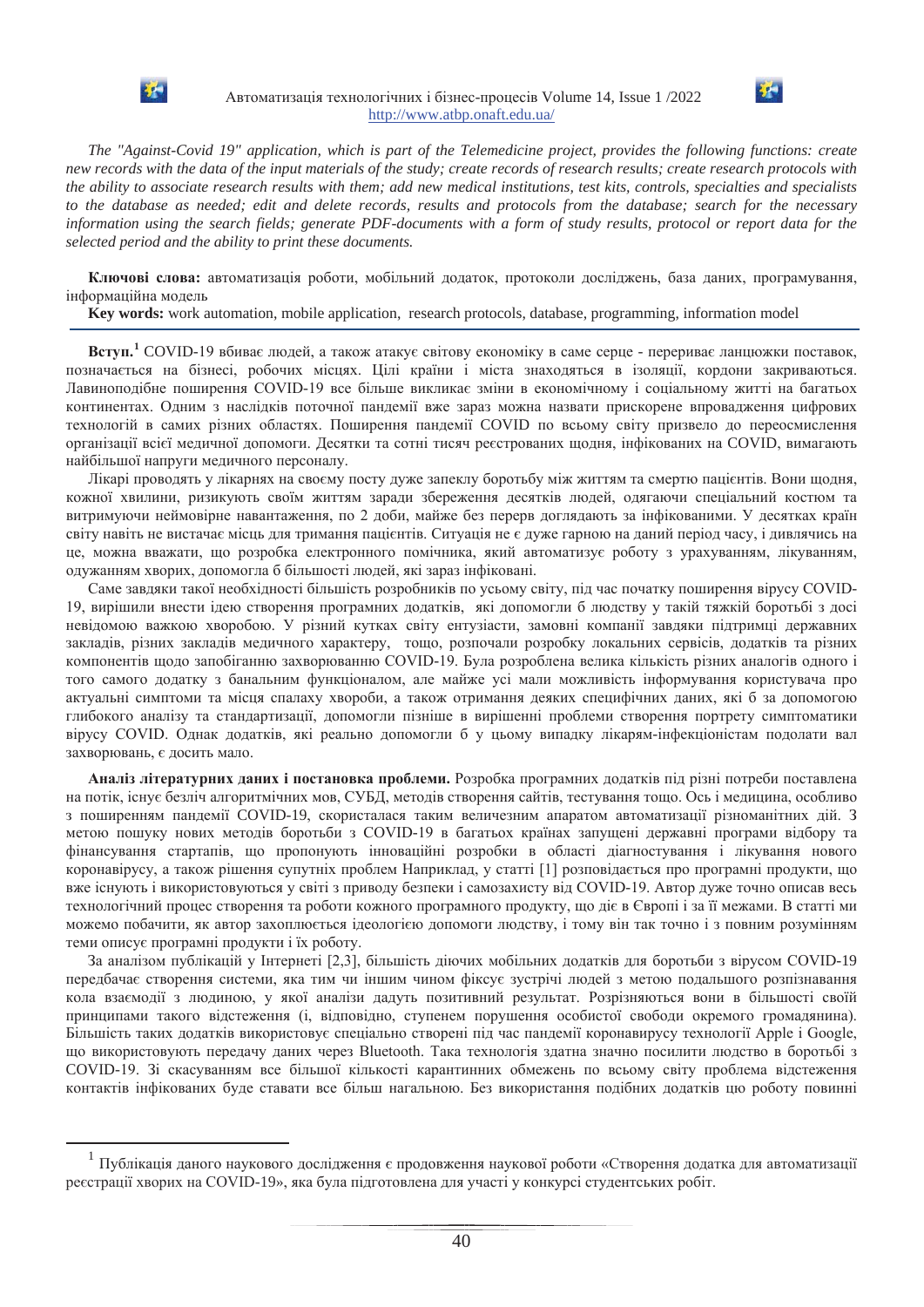*The "Against-Covid 19" application, which is part of the Telemedicine project, provides the following functions: create new records with the data of the input materials of the study; create records of research results; create research protocols with the ability to associate research results with them; add new medical institutions, test kits, controls, specialties and specialists to the database as needed; edit and delete records, results and protocols from the database; search for the necessary information using the search fields; generate PDF-documents with a form of study results, protocol or report data for the selected period and the ability to print these documents.*

**Ключові слова:** автоматизація роботи, мобільний додаток, протоколи досліджень, база даних, програмування, інформаційна модель

**Key words:** work automation, mobile application, research protocols, database, programming, information model

---

**Вступ.**[1] COVID-19 вбиває людей, а також атакує світову економіку в саме серце - перериває ланцюжки поставок, позначається на бізнесі, робочих місцях. Цілі країни і міста знаходяться в ізоляції, кордони закриваються. Лавиноподібне поширення COVID-19 все більше викликає зміни в економічному і соціальному житті на багатьох континентах. Одним з наслідків поточної пандемії вже зараз можна назвати прискорене впровадження цифрових технологій в самих різних областях. Поширення пандемії COVID по всьому світу призвело до переосмислення організації всієї медичної допомоги. Десятки та сотні тисяч реєстрованих щодня, інфікованих на COVID, вимагають найбільшої напруги медичного персоналу.

Лікарі проводять у лікарнях на своєму посту дуже запеклу боротьбу між життям та смертю пацієнтів. Вони щодня, кожної хвилини, ризикують своїм життям заради збереження десятків людей, одягаючи спеціальний костюм та витримуючи неймовірне навантаження, по 2 доби, майже без перерв доглядають за інфікованими. У десятках країн світу навіть не вистачає місць для тримання пацієнтів. Ситуація не є дуже гарною на даний період часу, і дивлячись на це, можна вважати, що розробка електронного помічника, який автоматизує роботу з урахуванням, лікуванням, одужанням хворих, допомогла б більшості людей, які зараз інфіковані.

Саме завдяки такої необхідності більшість розробників по усьому світу, під час початку поширення вірусу COVID-19, вирішили внести ідею створення програмних додатків, які допомогли б людству у такій тяжкій боротьбі з досі невідомою важкою хворобою. У різний кутках світу ентузіасти, замовні компанії завдяки підтримці державних закладів, різних закладів медичного характеру, тощо, розпочали розробку локальних сервісів, додатків та різних компонентів щодо запобіганню захворюванню COVID-19. Була розроблена велика кількість різних аналогів одного і того самого додатку з банальним функціоналом, але майже усі мали можливість інформування користувача про актуальні симптоми та місця спалаху хвороби, а також отримання деяких специфічних даних, які б за допомогою глибокого аналізу та стандартизації, допомогли пізніше в вирішенні проблеми створення портрету симптоматики вірусу COVID. Однак додатків, які реально допомогли б у цьому випадку лікарям-інфекціоністам подолати вал захворювань, є досить мало.

**Аналіз літературних даних і постановка проблеми.** Розробка програмних додатків під різні потреби поставлена на потік, існує безліч алгоритмічних мов, СУБД, методів створення сайтів, тестування тощо. Ось і медицина, особливо з поширенням пандемії COVID-19, скористалася таким величезним апаратом автоматизації різноманітних дій. З метою пошуку нових методів боротьби з COVID-19 в багатьох країнах запущені державні програми відбору та фінансування стартапів, що пропонують інноваційні розробки в області діагностування і лікування нового коронавірусу, а також рішення супутніх проблем Наприклад, у статті [1] розповідається про програмні продукти, що вже існують і використовуються у світі з приводу безпеки і самозахисту від COVID-19. Автор дуже точно описав весь технологічний процес створення та роботи кожного програмного продукту, що діє в Європі і за її межами. В статті ми можемо побачити, як автор захоплюється ідеологією допомоги людству, і тому він так точно і з повним розумінням теми описує програмні продукти і їх роботу.

За аналізом публікацій у Інтернеті [2,3], більшість діючих мобільних додатків для боротьби з вірусом COVID-19 передбачає створення системи, яка тим чи іншим чином фіксує зустрічі людей з метою подальшого розпізнавання кола взаємодії з людиною, у якої аналізи дадуть позитивний результат. Розрізняються вони в більшості своїй принципами такого відстеження (і, відповідно, ступенем порушення особистої свободи окремого громадянина). Більшість таких додатків використовує спеціально створені під час пандемії коронавирусу технології Apple і Google, що використовують передачу даних через Bluetooth. Така технологія здатна значно посилити людство в боротьбі з COVID-19. Зі скасуванням все більшої кількості карантинних обмежень по всьому світу проблема відстеження контактів інфікованих буде ставати все більш нагальною. Без використання подібних додатків цю роботу повинні

---

[1] Публікація даного наукового дослідження є продовження наукової роботи «Створення додатка для автоматизації реєстрації хворих на COVID-19», яка була підготовлена для участі у конкурсі студентських робіт.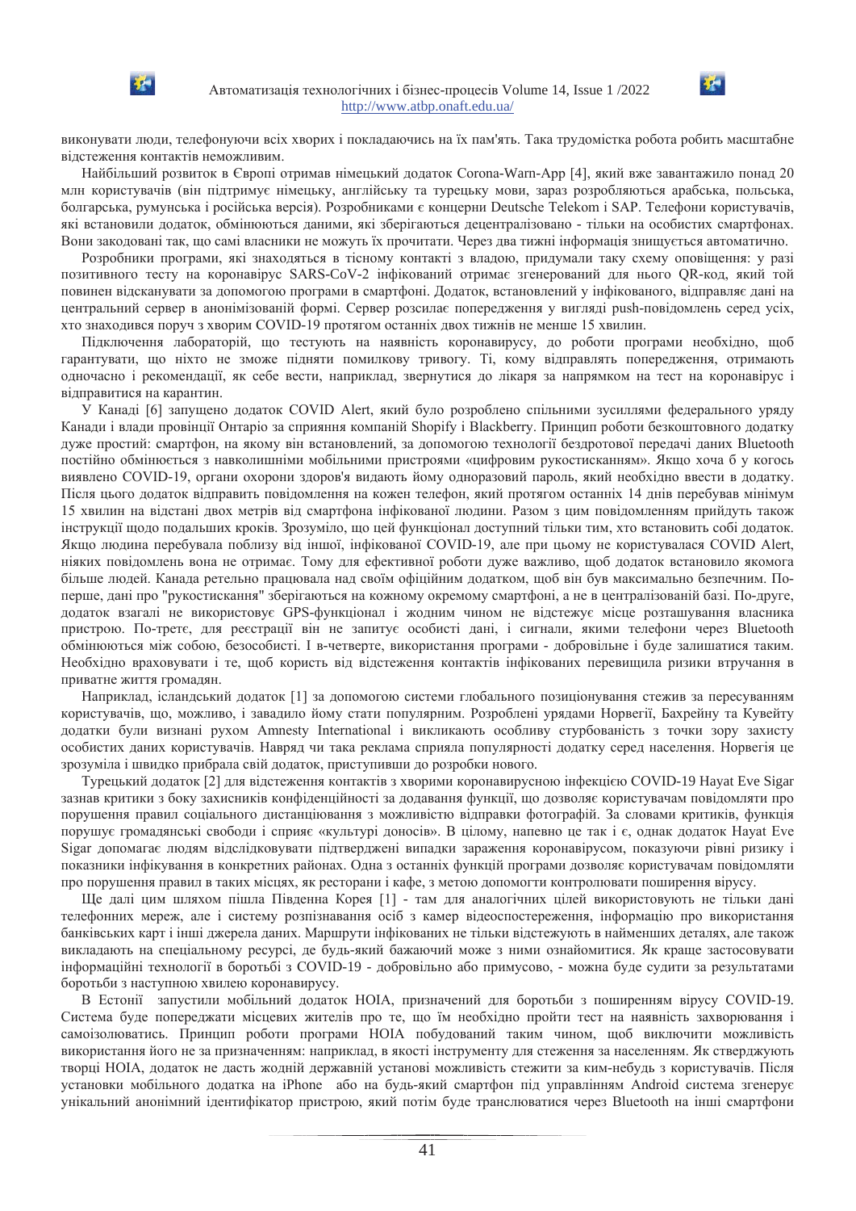виконувати люди, телефонуючи всіх хворих і покладаючись на їх пам'ять. Така трудомістка робота робить масштабне відстеження контактів неможливим.

Найбільший розвиток в Європі отримав німецький додаток Corona-Warn-App [4], який вже завантажило понад 20 млн користувачів (він підтримує німецьку, англійську та турецьку мови, зараз розробляються арабська, польська, болгарська, румунська і російська версія). Розробниками є концерни Deutsche Telekom і SAP. Телефони користувачів, які встановили додаток, обмінюються даними, які зберігаються децентралізовано - тільки на особистих смартфонах. Вони закодовані так, що самі власники не можуть їх прочитати. Через два тижні інформація знищується автоматично.

Розробники програми, які знаходяться в тісному контакті з владою, придумали таку схему оповіщення: у разі позитивного тесту на коронавірус SARS-CoV-2 інфікований отримає згенерований для нього QR-код, який той повинен відсканувати за допомогою програми в смартфоні. Додаток, встановлений у інфікованого, відправляє дані на центральний сервер в анонімізованій формі. Сервер розсилає попередження у вигляді push-повідомлень серед усіх, хто знаходився поруч з хворим COVID-19 протягом останніх двох тижнів не менше 15 хвилин.

Підключення лабораторій, що тестують на наявність коронавірусу, до роботи програми необхідно, щоб гарантувати, що ніхто не зможе підняти помилкову тривогу. Ті, кому відправлять попередження, отримають одночасно і рекомендації, як себе вести, наприклад, звернутися до лікаря за напрямком на тест на коронавірус і відправитися на карантин.

У Канаді [6] запущено додаток COVID Alert, який було розроблено спільними зусиллями федерального уряду Канади і влади провінції Онтаріо за сприяння компаній Shopify і Blackberry. Принцип роботи безкоштовного додатку дуже простий: смартфон, на якому він встановлений, за допомогою технології бездротової передачі даних Bluetooth постійно обмінюється з навколишніми мобільними пристроями «цифровим рукостисканням». Якщо хоча б у когось виявлено COVID-19, органи охорони здоров'я видають йому одноразовий пароль, який необхідно ввести в додатку. Після цього додаток відправить повідомлення на кожен телефон, який протягом останніх 14 днів перебував мінімум 15 хвилин на відстані двох метрів від смартфона інфікованої людини. Разом з цим повідомленням прийдуть також інструкції щодо подальших кроків. Зрозуміло, що цей функціонал доступний тільки тим, хто встановить собі додаток. Якщо людина перебувала поблизу від іншої, інфікованої COVID-19, але при цьому не користувалася COVID Alert, ніяких повідомлень вона не отримає. Тому для ефективної роботи дуже важливо, щоб додаток встановило якомога більше людей. Канада ретельно працювала над своїм офіційним додатком, щоб він був максимально безпечним. По-перше, дані про "рукостискання" зберігаються на кожному окремому смартфоні, а не в централізованій базі. По-друге, додаток взагалі не використовує GPS-функціонал і жодним чином не відстежує місце розташування власника пристрою. По-третє, для реєстрації він не запитує особисті дані, і сигнали, якими телефони через Bluetooth обмінюються між собою, безособисті. І в-четверте, використання програми - добровільне і буде залишатися таким. Необхідно враховувати і те, щоб користь від відстеження контактів інфікованих перевищила ризики втручання в приватне життя громадян.

Наприклад, ісландський додаток [1] за допомогою системи глобального позиціонування стежив за пересуванням користувачів, що, можливо, і завадило йому стати популярним. Розроблені урядами Норвегії, Бахрейну та Кувейту додатки були визнані рухом Amnesty International і викликають особливу стурбованість з точки зору захисту особистих даних користувачів. Навряд чи така реклама сприяла популярності додатку серед населення. Норвегія це зрозуміла і швидко прибрала свій додаток, приступивши до розробки нового.

Турецький додаток [2] для відстеження контактів з хворими коронавирусною інфекцією COVID-19 Hayat Eve Sigar зазнав критики з боку захисників конфіденційності за додавання функції, що дозволяє користувачам повідомляти про порушення правил соціального дистанціювання з можливістю відправки фотографій. За словами критиків, функція порушує громадянські свободи і сприяє «культурі доносів». В цілому, напевно це так і є, однак додаток Hayat Eve Sigar допомагає людям відслідковувати підтверджені випадки зараження коронавірусом, показуючи рівні ризику і показники інфікування в конкретних районах. Одна з останніх функцій програми дозволяє користувачам повідомляти про порушення правил в таких місцях, як ресторани і кафе, з метою допомогти контролювати поширення вірусу.

Ще далі цим шляхом пішла Південна Корея [1] - там для аналогічних цілей використовують не тільки дані телефонних мереж, але і систему розпізнавання осіб з камер відеоспостереження, інформацію про використання банківських карт і інші джерела даних. Маршрути інфікованих не тільки відстежують в найменших деталях, але також викладають на спеціальному ресурсі, де будь-який бажаючий може з ними ознайомитися. Як краще застосовувати інформаційні технології в боротьбі з COVID-19 - добровільно або примусово, - можна буде судити за результатами боротьби з наступною хвилею коронавирусу.

В Естонії запустили мобільний додаток HOIA, призначений для боротьби з поширенням вірусу COVID-19. Система буде попереджати місцевих жителів про те, що їм необхідно пройти тест на наявність захворювання і самоізолюватись. Принцип роботи програми HOIA побудований таким чином, щоб виключити можливість використання його не за призначенням: наприклад, в якості інструменту для стеження за населенням. Як стверджують творці HOIA, додаток не дасть жодній державній установі можливість стежити за ким-небудь з користувачів. Після установки мобільного додатка на iPhone або на будь-який смартфон під управлінням Android система згенерує унікальний анонімний ідентифікатор пристрою, який потім буде транслюватися через Bluetooth на інші смартфони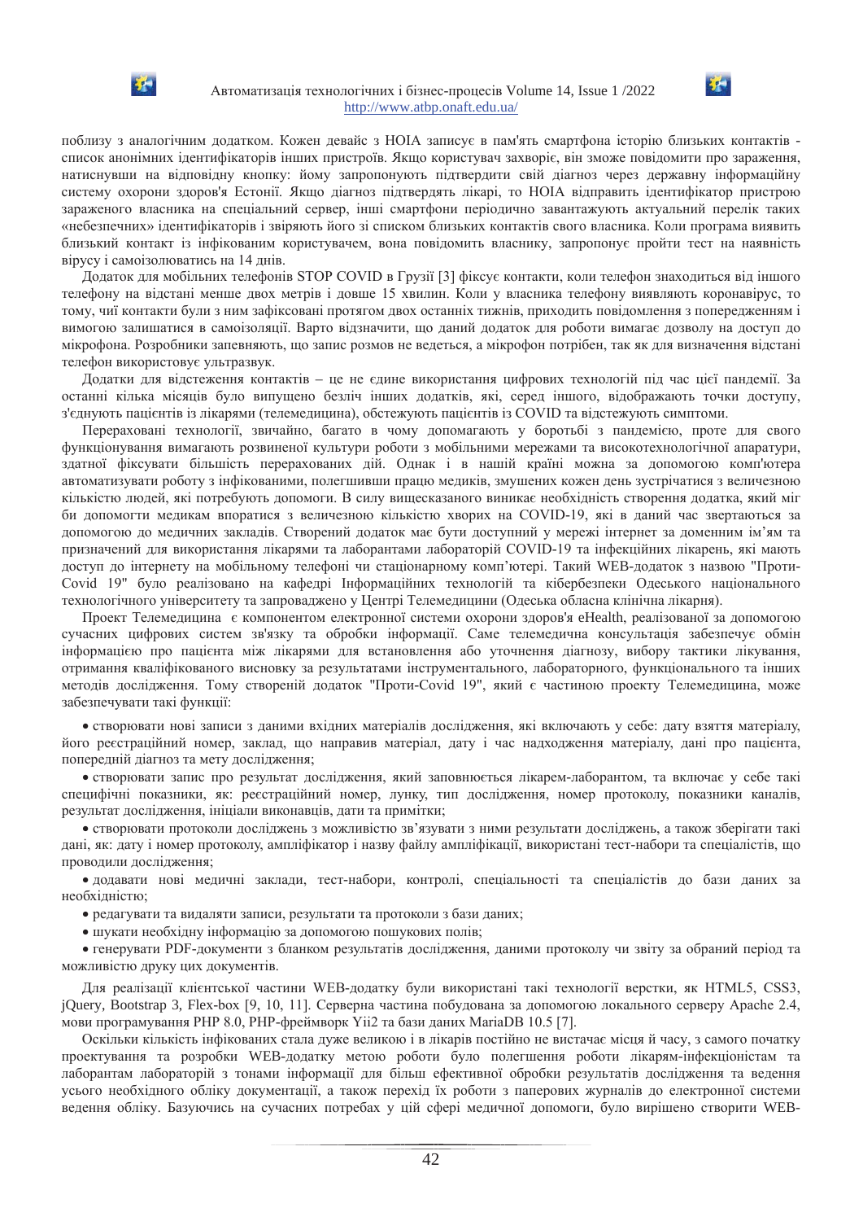поблизу з аналогічним додатком. Кожен девайс з HOIA записує в пам'ять смартфона історію близьких контактів - список анонімних ідентифікаторів інших пристроїв. Якщо користувач захворіє, він зможе повідомити про зараження, натиснувши на відповідну кнопку: йому запропонують підтвердити свій діагноз через державну інформаційну систему охорони здоров'я Естонії. Якщо діагноз підтвердять лікарі, то HOIA відправить ідентифікатор пристрою зараженого власника на спеціальний сервер, інші смартфони періодично завантажують актуальний перелік таких «небезпечних» ідентифікаторів і звіряють його зі списком близьких контактів свого власника. Коли програма виявить близький контакт із інфікованим користувачем, вона повідомить власнику, запропонує пройти тест на наявність вірусу і самоізолюватись на 14 днів.

Додаток для мобільних телефонів STOP COVID в Грузії [3] фіксує контакти, коли телефон знаходиться від іншого телефону на відстані менше двох метрів і довше 15 хвилин. Коли у власника телефону виявляють коронавірус, то тому, чиї контакти були з ним зафіксовані протягом двох останніх тижнів, приходить повідомлення з попередженням і вимогою залишатися в самоізоляції. Варто відзначити, що даний додаток для роботи вимагає дозволу на доступ до мікрофона. Розробники запевняють, що запис розмов не ведеться, а мікрофон потрібен, так як для визначення відстані телефон використовує ультразвук.

Додатки для відстеження контактів – це не єдине використання цифрових технологій під час цієї пандемії. За останні кілька місяців було випущено безліч інших додатків, які, серед іншого, відображають точки доступу, з'єднують пацієнтів із лікарями (телемедицина), обстежують пацієнтів із COVID та відстежують симптоми.

Перераховані технології, звичайно, багато в чому допомагають у боротьбі з пандемією, проте для свого функціонування вимагають розвиненої культури роботи з мобільними мережами та високотехнологічної апаратури, здатної фіксувати більшість перерахованих дій. Однак і в нашій країні можна за допомогою комп'ютера автоматизувати роботу з інфікованими, полегшивши працю медиків, змушених кожен день зустрічатися з величезною кількістю людей, які потребують допомоги. В силу вищесказаного виникає необхідність створення додатка, який міг би допомогти медикам впоратися з величезною кількістю хворих на COVID-19, які в даний час звертаються за допомогою до медичних закладів. Створений додаток має бути доступний у мережі інтернет за доменним ім'ям та призначений для використання лікарями та лаборантами лабораторій COVID-19 та інфекційних лікарень, які мають доступ до інтернету на мобільному телефоні чи стаціонарному комп'ютері. Такий WEB-додаток з назвою "Проти-Covid 19" було реалізовано на кафедрі Інформаційних технологій та кібербезпеки Одеського національного технологічного університету та запроваджено у Центрі Телемедицини (Одеська обласна клінічна лікарня).

Проект Телемедицина є компонентом електронної системи охорони здоров'я eHealth, реалізованої за допомогою сучасних цифрових систем зв'язку та обробки інформації. Саме телемедична консультація забезпечує обмін інформацією про пацієнта між лікарями для встановлення або уточнення діагнозу, вибору тактики лікування, отримання кваліфікованого висновку за результатами інструментального, лабораторного, функціонального та інших методів дослідження. Тому створеній додаток "Проти-Covid 19", який є частиною проекту Телемедицина, може забезпечувати такі функції:

- створювати нові записи з даними вхідних матеріалів дослідження, які включають у себе: дату взяття матеріалу, його реєстраційний номер, заклад, що направив матеріал, дату і час надходження матеріалу, дані про пацієнта, попередній діагноз та мету дослідження;
- створювати запис про результат дослідження, який заповнюється лікарем-лаборантом, та включає у себе такі специфічні показники, як: реєстраційний номер, лунку, тип дослідження, номер протоколу, показники каналів, результат дослідження, ініціали виконавців, дати та примітки;
- створювати протоколи досліджень з можливістю зв'язувати з ними результати досліджень, а також зберігати такі дані, як: дату і номер протоколу, ампліфікатор і назву файлу ампліфікації, використані тест-набори та спеціалістів, що проводили дослідження;
- додавати нові медичні заклади, тест-набори, контролі, спеціальності та спеціалістів до бази даних за необхідністю;
- редагувати та видаляти записи, результати та протоколи з бази даних;
- шукати необхідну інформацію за допомогою пошукових полів;
- генерувати PDF-документи з бланком результатів дослідження, даними протоколу чи звіту за обраний період та можливістю друку цих документів.

Для реалізації клієнтської частини WEB-додатку були використані такі технології верстки, як HTML5, CSS3, jQuery, Bootstrap 3, Flex-box [9, 10, 11]. Серверна частина побудована за допомогою локального серверу Apache 2.4, мови програмування PHP 8.0, PHP-фреймворк Yii2 та бази даних MariaDB 10.5 [7].

Оскільки кількість інфікованих стала дуже великою і в лікарів постійно не вистачає місця й часу, з самого початку проектування та розробки WEB-додатку метою роботи було полегшення роботи лікарям-інфекціоністам та лаборантам лабораторій з тонами інформації для більш ефективної обробки результатів дослідження та ведення усього необхідного обліку документації, а також перехід їх роботи з паперових журналів до електронної системи ведення обліку. Базуючись на сучасних потребах у цій сфері медичної допомоги, було вирішено створити WEB-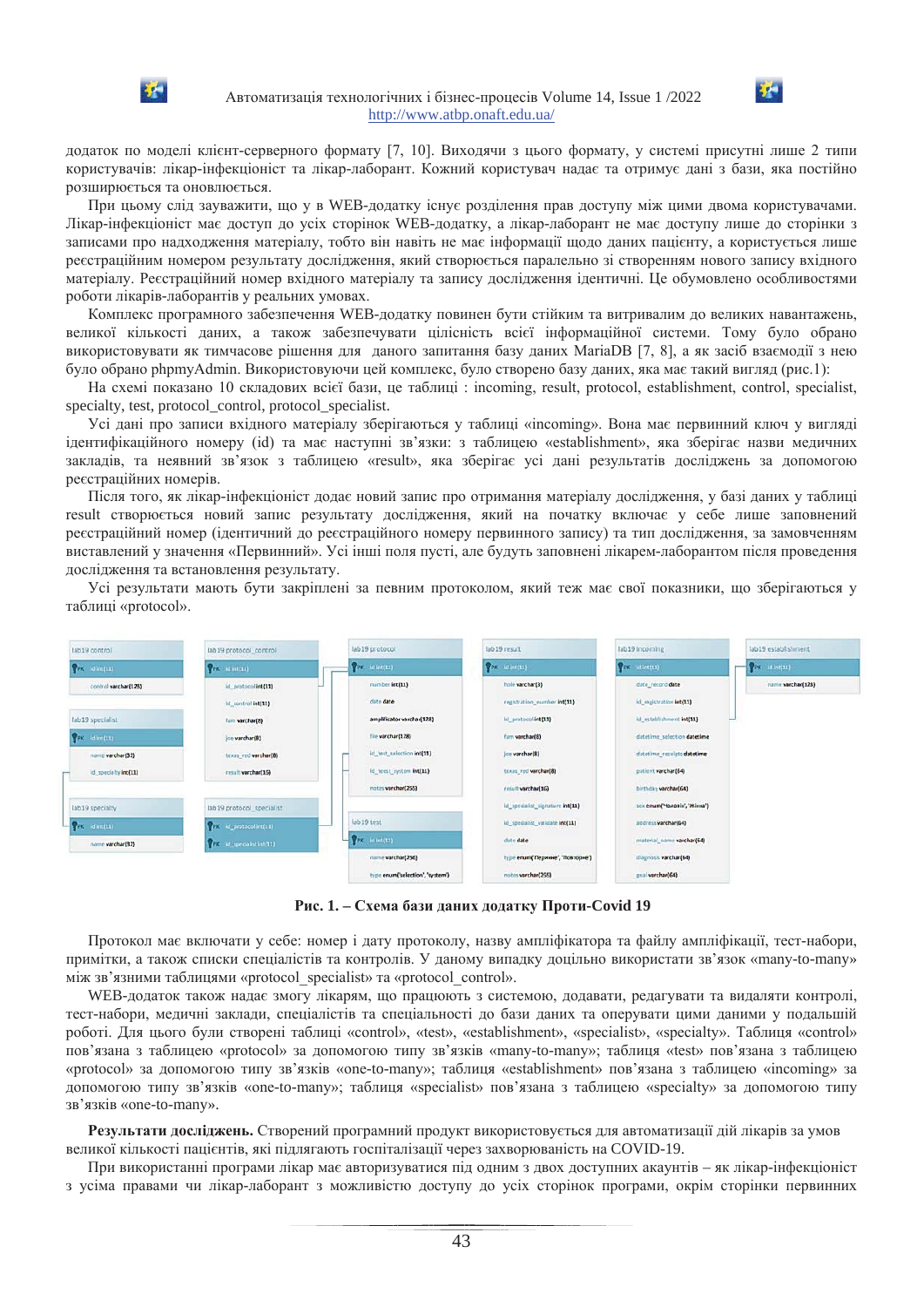додаток по моделі клієнт-серверного формату [7, 10]. Виходячи з цього формату, у системі присутні лише 2 типи користувачів: лікар-інфекціоніст та лікар-лаборант. Кожний користувач надає та отримує дані з бази, яка постійно розширюється та оновлюється.

При цьому слід зауважити, що у в WEB-додатку існує розділення прав доступу між цими двома користувачами. Лікар-інфекціоніст має доступ до усіх сторінок WEB-додатку, а лікар-лаборант не має доступу лише до сторінки з записами про надходження матеріалу, тобто він навіть не має інформації щодо даних пацієнту, а користується лише реєстраційним номером результату дослідження, який створюється паралельно зі створенням нового запису вхідного матеріалу. Реєстраційний номер вхідного матеріалу та запису дослідження ідентичні. Це обумовлено особливостями роботи лікарів-лаборантів у реальних умовах.

Комплекс програмного забезпечення WEB-додатку повинен бути стійким та витривалим до великих навантажень, великої кількості даних, а також забезпечувати цілісність всієї інформаційної системи. Тому було обрано використовувати як тимчасове рішення для даного запитання базу даних MariaDB [7, 8], а як засіб взаємодії з нею було обрано phpmyAdmin. Використовуючи цей комплекс, було створено базу даних, яка має такий вигляд (рис.1):

На схемі показано 10 складових всієї бази, це таблиці : incoming, result, protocol, establishment, control, specialist, specialty, test, protocol_control, protocol_specialist.

Усі дані про записи вхідного матеріалу зберігаються у таблиці «incoming». Вона має первинний ключ у вигляді ідентифікаційного номеру (id) та має наступні зв'язки: з таблицею «establishment», яка зберігає назви медичних закладів, та неявний зв'язок з таблицею «result», яка зберігає усі дані результатів досліджень за допомогою реєстраційних номерів.

Після того, як лікар-інфекціоніст додає новий запис про отримання матеріалу дослідження, у базі даних у таблиці result створюється новий запис результату дослідження, який на початку включає у себе лише заповнений реєстраційний номер (ідентичний до реєстраційного номеру первинного запису) та тип дослідження, за замовченням виставлений у значення «Первинний». Усі інші поля пусті, але будуть заповнені лікарем-лаборантом після проведення дослідження та встановлення результату.

Усі результати мають бути закріплені за певним протоколом, який теж має свої показники, що зберігаються у таблиці «protocol».

| lab19 control | lab19 protocol_control | lab19 protocol | lab19 result | lab19 incoming | lab19 establishment |
|---|---|---|---|---|---|
| PK id int(11) | PK id int(11) | PK id int(11) | PK id int(11) | PK id int(11) | PK id int(11) |
| control varchar(128) | id_protocol int(11) | number int(11) | hole varchar(3) | date_record date | name varchar(128) |
| | id_control int(11) | date date | registration_number int(11) | id_registration int(11) | |
| | fam varchar(8) | amplificator varchar(128) | id_protocol int(11) | id_establishment int(11) | |
| | joe varchar(8) | file varchar(128) | fam varchar(8) | datetime_selection datetime | |
| | texas_red varchar(8) | id_test_selection int(11) | joe varchar(8) | datetime_receipts datetime | |
| | result varchar(16) | id_test_system int(11) | texas_red varchar(8) | patient varchar(64) | |
| | | notes varchar(255) | result varchar(16) | birthday varchar(64) | |
| | | | id_specialist_signature int(11) | sex enum('Чоловік','Жінка') | |
| | | | id_specialist_validate int(11) | address varchar(64) | |
| | | | date date | material_name varchar(64) | |
| | | | type enum('Первинне','Повторне') | diagnosis varchar(64) | |
| | | | notes varchar(255) | goal varchar(64) | |

| lab19 specialist | lab19 specialty | lab19 protocol_specialist | lab19 test |
|---|---|---|---|
| PK id int(11) | PK id int(11) | PK id_protocol int(11) | PK id int(11) |
| name varchar(32) | name varchar(32) | PK id_specialist int(11) | name varchar(256) |
| id_specialty int(11) | | | type enum('selection','system') |

**Рис. 1. – Схема бази даних додатку Проти-Covid 19**

Протокол має включати у себе: номер і дату протоколу, назву ампліфікатора та файлу ампліфікації, тест-набори, примітки, а також списки спеціалістів та контролів. У даному випадку доцільно використати зв'язок «many-to-many» між зв'язними таблицями «protocol_specialist» та «protocol_control».

WEB-додаток також надає змогу лікарям, що працюють з системою, додавати, редагувати та видаляти контролі, тест-набори, медичні заклади, спеціалістів та спеціальності до бази даних та оперувати цими даними у подальшій роботі. Для цього були створені таблиці «control», «test», «establishment», «specialist», «specialty». Таблиця «control» пов'язана з таблицею «protocol» за допомогою типу зв'язків «many-to-many»; таблиця «test» пов'язана з таблицею «protocol» за допомогою типу зв'язків «one-to-many»; таблиця «establishment» пов'язана з таблицею «incoming» за допомогою типу зв'язків «one-to-many»; таблиця «specialist» пов'язана з таблицею «specialty» за допомогою типу зв'язків «one-to-many».

**Результати досліджень.** Створений програмний продукт використовується для автоматизації дій лікарів за умов великої кількості пацієнтів, які підлягають госпіталізації через захворюваність на COVID-19.

При використанні програми лікар має авторизуватися під одним з двох доступних акаунтів – як лікар-інфекціоніст з усіма правами чи лікар-лаборант з можливістю доступу до усіх сторінок програми, окрім сторінки первинних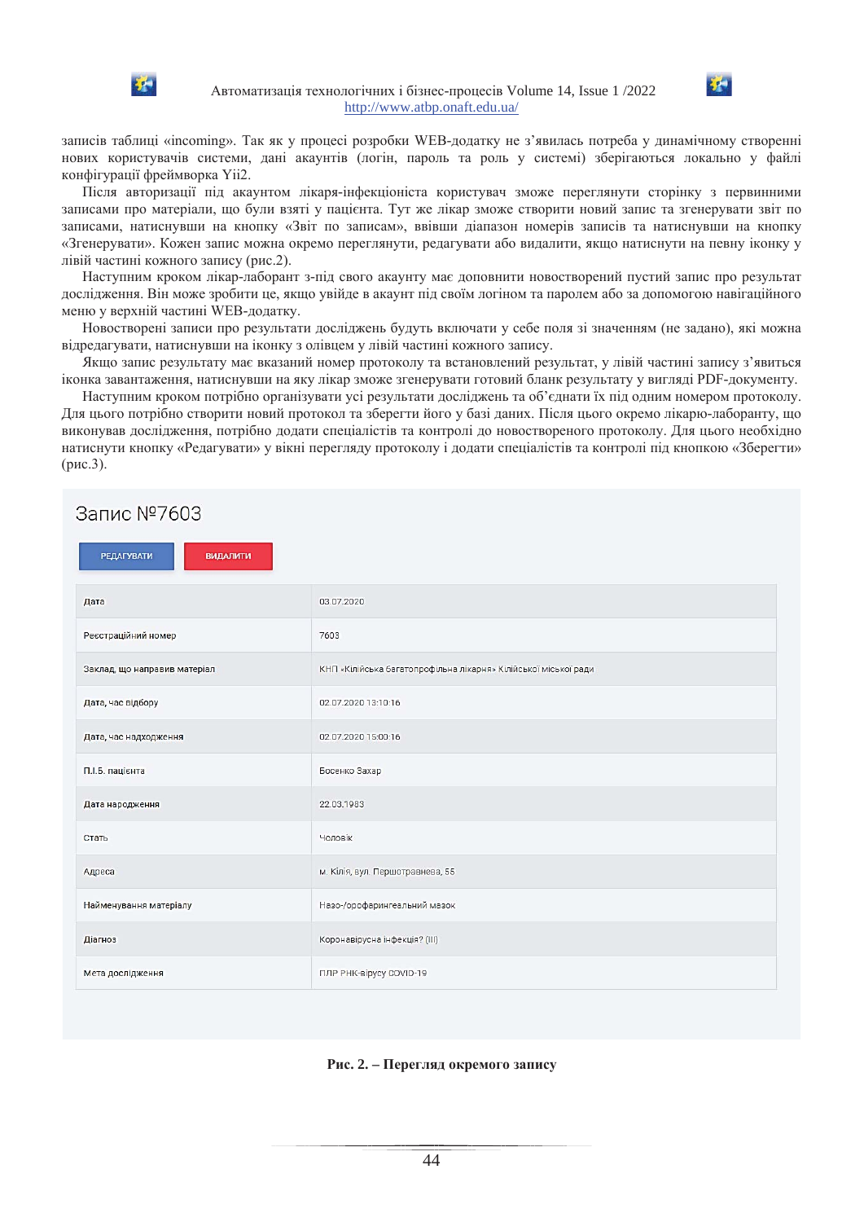записів таблиці «incoming». Так як у процесі розробки WEB-додатку не з'явилась потреба у динамічному створенні нових користувачів системи, дані акаунтів (логін, пароль та роль у системі) зберігаються локально у файлі конфігурації фреймворка Yii2.

Після авторизації під акаунтом лікаря-інфекціоніста користувач зможе переглянути сторінку з первинними записами про матеріали, що були взяті у пацієнта. Тут же лікар зможе створити новий запис та згенерувати звіт по записами, натиснувши на кнопку «Звіт по записам», ввівши діапазон номерів записів та натиснувши на кнопку «Згенерувати». Кожен запис можна окремо переглянути, редагувати або видалити, якщо натиснути на певну іконку у лівій частині кожного запису (рис.2).

Наступним кроком лікар-лаборант з-під свого акаунту має доповнити новостворений пустий запис про результат дослідження. Він може зробити це, якщо увійде в акаунт під своїм логіном та паролем або за допомогою навігаційного меню у верхній частині WEB-додатку.

Новостворені записи про результати досліджень будуть включати у себе поля зі значенням (не задано), які можна відредагувати, натиснувши на іконку з олівцем у лівій частині кожного запису.

Якщо запис результату має вказаний номер протоколу та встановлений результат, у лівій частині запису з'явиться іконка завантаження, натиснувши на яку лікар зможе згенерувати готовий бланк результату у вигляді PDF-документу.

Наступним кроком потрібно організувати усі результати досліджень та об'єднати їх під одним номером протоколу. Для цього потрібно створити новий протокол та зберегти його у базі даних. Після цього окремо лікарю-лаборанту, що виконував дослідження, потрібно додати спеціалістів та контролі до новоствореного протоколу. Для цього необхідно натиснути кнопку «Редагувати» у вікні перегляду протоколу і додати спеціалістів та контролі під кнопкою «Зберегти» (рис.3).

Запис №7603

РЕДАГУВАТИ | ВИДАЛИТИ

| | |
|---|---|
| Дата | 03.07.2020 |
| Реєстраційний номер | 7603 |
| Заклад, що направив матеріал | КНП «Кілійська багатопрофільна лікарня» Кілійської міської ради |
| Дата, час відбору | 02.07.2020 13:10:16 |
| Дата, час надходження | 02.07.2020 15:00:16 |
| П.І.Б. пацієнта | Босенко Захар |
| Дата народження | 22.03.1983 |
| Стать | Чоловік |
| Адреса | м. Кілія, вул. Першотравнева, 55 |
| Найменування матеріалу | Назо-/орофарингеальний мазок |
| Діагноз | Коронавірусна інфекція? (ІІІ) |
| Мета дослідження | ПЛР РНК-вірусу COVID-19 |

**Рис. 2. – Перегляд окремого запису**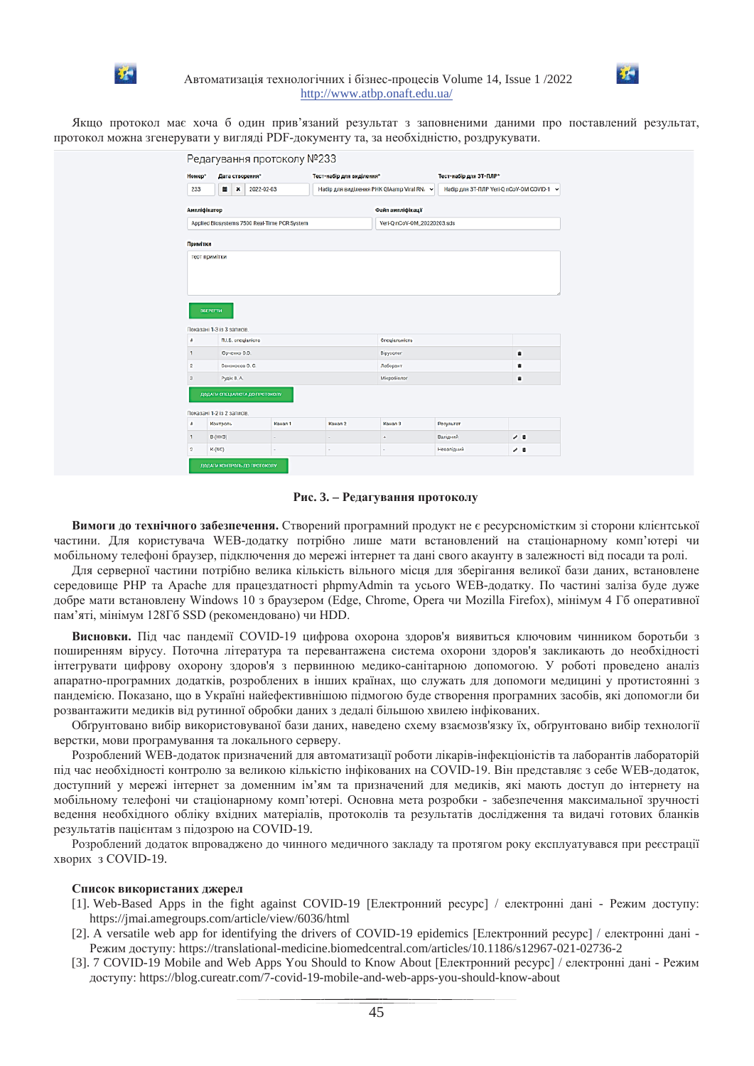Якщо протокол має хоча б один прив'язаний результат з заповненими даними про поставлений результат, протокол можна згенерувати у вигляді PDF-документу та, за необхідністю, роздрукувати.

**Рис. 3. – Редагування протоколу**

**Вимоги до технічного забезпечення.** Створений програмний продукт не є ресурсномістким зі сторони клієнтської частини. Для користувача WEB-додатку потрібно лише мати встановлений на стаціонарному комп'ютері чи мобільному телефоні браузер, підключення до мережі інтернет та дані свого акаунту в залежності від посади та ролі.

Для серверної частини потрібно велика кількість вільного місця для зберігання великої бази даних, встановлене середовище PHP та Apache для працездатності phpmyAdmin та усього WEB-додатку. По частині заліза буде дуже добре мати встановлену Windows 10 з браузером (Edge, Chrome, Opera чи Mozilla Firefox), мінімум 4 Гб оперативної пам'яті, мінімум 128Гб SSD (рекомендовано) чи HDD.

**Висновки.** Під час пандемії COVID-19 цифрова охорона здоров'я виявиться ключовим чинником боротьби з поширенням вірусу. Поточна література та перевантажена система охорони здоров'я закликають до необхідності інтегрувати цифрову охорону здоров'я з первинною медико-санітарною допомогою. У роботі проведено аналіз апаратно-програмних додатків, розроблених в інших країнах, що служать для допомоги медицині у протистоянні з пандемією. Показано, що в Україні найефективнішою підмогою буде створення програмних засобів, які допомогли би розвантажити медиків від рутинної обробки даних з дедалі більшою хвилею інфікованих.

Обгрунтовано вибір використовуваної бази даних, наведено схему взаємозв'язку їх, обгрунтовано вибір технології верстки, мови програмування та локального серверу.

Розроблений WEB-додаток призначений для автоматизації роботи лікарів-інфекціоністів та лаборантів лабораторій під час необхідності контролю за великою кількістю інфікованих на COVID-19. Він представляє з себе WEB-додаток, доступний у мережі інтернет за доменним ім'ям та призначений для медиків, які мають доступ до інтернету на мобільному телефоні чи стаціонарному комп'ютері. Основна мета розробки - забезпечення максимальної зручності ведення необхідного обліку вхідних матеріалів, протоколів та результатів дослідження та видачі готових бланків результатів пацієнтам з підозрою на COVID-19.

Розроблений додаток впроваджено до чинного медичного закладу та протягом року експлуатувався при реєстрації хворих з COVID-19.

**Список використаних джерел**

[1]. Web-Based Apps in the fight against COVID-19 [Електронний ресурс] / електронні дані - Режим доступу: https://jmai.amegroups.com/article/view/6036/html

[2]. A versatile web app for identifying the drivers of COVID-19 epidemics [Електронний ресурс] / електронні дані - Режим доступу: https://translational-medicine.biomedcentral.com/articles/10.1186/s12967-021-02736-2

[3]. 7 COVID-19 Mobile and Web Apps You Should to Know About [Електронний ресурс] / електронні дані - Режим доступу: https://blog.cureatr.com/7-covid-19-mobile-and-web-apps-you-should-know-about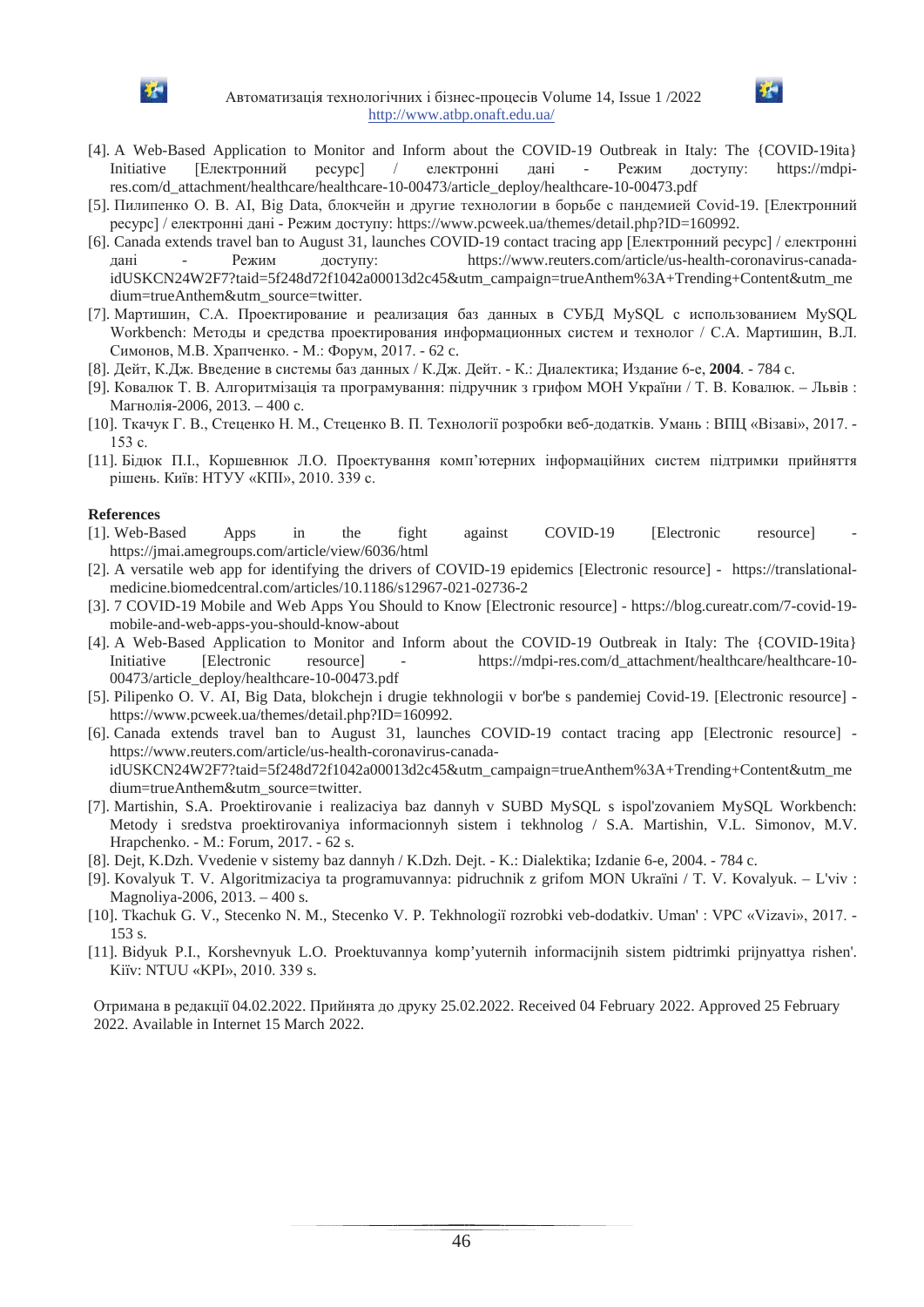[4]. A Web-Based Application to Monitor and Inform about the COVID-19 Outbreak in Italy: The {COVID-19ita} Initiative [Електронний ресурс] / електронні дані - Режим доступу: https://mdpi-res.com/d_attachment/healthcare/healthcare-10-00473/article_deploy/healthcare-10-00473.pdf

[5]. Пилипенко О. В. AI, Big Data, блокчейн и другие технологии в борьбе с пандемией Covid-19. [Електронний ресурс] / електронні дані - Режим доступу: https://www.pcweek.ua/themes/detail.php?ID=160992.

[6]. Canada extends travel ban to August 31, launches COVID-19 contact tracing app [Електронний ресурс] / електронні дані - Режим доступу: https://www.reuters.com/article/us-health-coronavirus-canada-idUSKCN24W2F7?taid=5f248d72f1042a00013d2c45&utm_campaign=trueAnthem%3A+Trending+Content&utm_medium=trueAnthem&utm_source=twitter.

[7]. Мартишин, С.А. Проектирование и реализация баз данных в СУБД MySQL с использованием MySQL Workbench: Методы и средства проектирования информационных систем и технолог / С.А. Мартишин, В.Л. Симонов, М.В. Храпченко. - М.: Форум, 2017. - 62 c.

[8]. Дейт, К.Дж. Введение в системы баз данных / К.Дж. Дейт. - К.: Диалектика; Издание 6-е, **2004**. - 784 c.

[9]. Ковалюк Т. В. Алгоритмізація та програмування: підручник з грифом МОН України / Т. В. Ковалюк. – Львів : Магнолія-2006, 2013. – 400 с.

[10]. Ткачук Г. В., Стеценко Н. М., Стеценко В. П. Технології розробки веб-додатків. Умань : ВПЦ «Візаві», 2017. - 153 с.

[11]. Бідюк П.І., Коршевнюк Л.О. Проектування комп'ютерних інформаційних систем підтримки прийняття рішень. Київ: НТУУ «КПІ», 2010. 339 с.

**References**

[1]. Web-Based Apps in the fight against COVID-19 [Electronic resource] - https://jmai.amegroups.com/article/view/6036/html

[2]. A versatile web app for identifying the drivers of COVID-19 epidemics [Electronic resource] - https://translational-medicine.biomedcentral.com/articles/10.1186/s12967-021-02736-2

[3]. 7 COVID-19 Mobile and Web Apps You Should to Know [Electronic resource] - https://blog.cureatr.com/7-covid-19-mobile-and-web-apps-you-should-know-about

[4]. A Web-Based Application to Monitor and Inform about the COVID-19 Outbreak in Italy: The {COVID-19ita} Initiative [Electronic resource] - https://mdpi-res.com/d_attachment/healthcare/healthcare-10-00473/article_deploy/healthcare-10-00473.pdf

[5]. Pilipenko O. V. AI, Big Data, blokchejn i drugie tekhnologii v bor'be s pandemiej Covid-19. [Electronic resource] - https://www.pcweek.ua/themes/detail.php?ID=160992.

[6]. Canada extends travel ban to August 31, launches COVID-19 contact tracing app [Electronic resource] - https://www.reuters.com/article/us-health-coronavirus-canada-idUSKCN24W2F7?taid=5f248d72f1042a00013d2c45&utm_campaign=trueAnthem%3A+Trending+Content&utm_medium=trueAnthem&utm_source=twitter.

[7]. Martishin, S.A. Proektirovanie i realizaciya baz dannyh v SUBD MySQL s ispol'zovaniem MySQL Workbench: Metody i sredstva proektirovaniya informacionnyh sistem i tekhnolog / S.A. Martishin, V.L. Simonov, M.V. Hrapchenko. - M.: Forum, 2017. - 62 s.

[8]. Dejt, K.Dzh. Vvedenie v sistemy baz dannyh / K.Dzh. Dejt. - K.: Dialektika; Izdanie 6-e, 2004. - 784 c.

[9]. Kovalyuk T. V. Algoritmizaciya ta programuvannya: pidruchnik z grifom MON Ukraïni / T. V. Kovalyuk. – L'viv : Magnoliya-2006, 2013. – 400 s.

[10]. Tkachuk G. V., Stecenko N. M., Stecenko V. P. Tekhnologiï rozrobki veb-dodatkiv. Uman' : VPC «Vizavi», 2017. - 153 s.

[11]. Bidyuk P.I., Korshevnyuk L.O. Proektuvannya komp'yuternih informacijnih sistem pidtrimki prijnyattya rishen'. Kiïv: NTUU «KPI», 2010. 339 s.

Отримана в редакції 04.02.2022. Прийнята до друку 25.02.2022. Received 04 February 2022. Approved 25 February 2022. Available in Internet 15 March 2022.